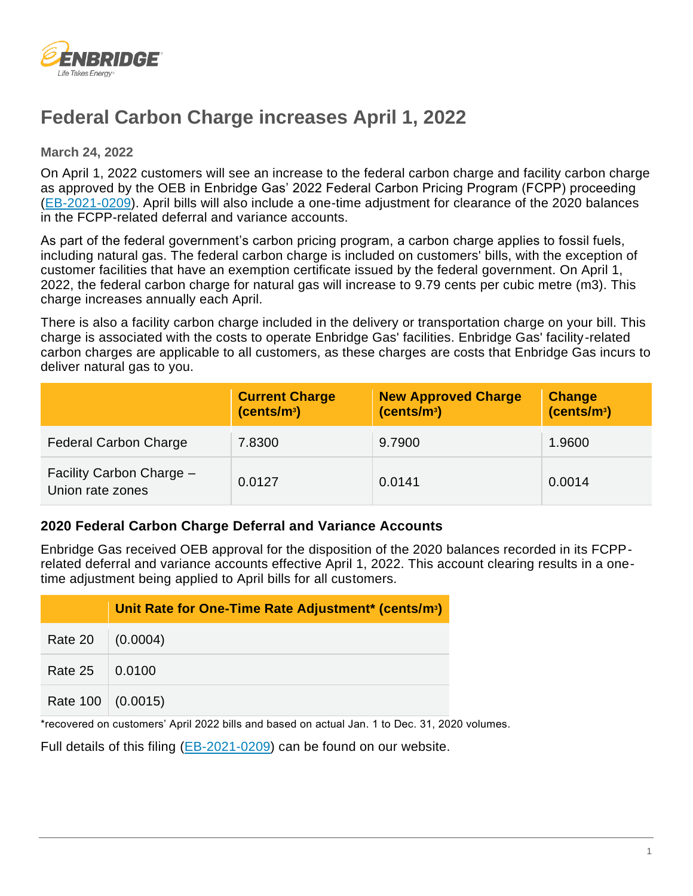# Federal Carbon Charge increases April 1, 2022

**March 24, 2022**

On April 1, 2022 customers will see an increase to the federal carbon charge and facility carbon charge as approved by the OEB in Enbridge Gas' 2022 Federal Carbon Pricing Program (FCPP) proceeding (EB-2021-0209). April bills will also include a one-time adjustment for clearance of the 2020 balances in the FCPP-related deferral and variance accounts.

As part of the federal government's carbon pricing program, a carbon charge applies to fossil fuels, including natural gas. The federal carbon charge is included on customers' bills, with the exception of customer facilities that have an exemption certificate issued by the federal government. On April 1, 2022, the federal carbon charge for natural gas will increase to 9.79 cents per cubic metre (m3). This charge increases annually each April.

There is also a facility carbon charge included in the delivery or transportation charge on your bill. This charge is associated with the costs to operate Enbridge Gas' facilities. Enbridge Gas' facility-related carbon charges are applicable to all customers, as these charges are costs that Enbridge Gas incurs to deliver natural gas to you.

| | Current Charge (cents/$m^3$) | New Approved Charge (cents/$m^3$) | Change (cents/$m^3$) |
|---|---|---|---|
| Federal Carbon Charge | 7.8300 | 9.7900 | 1.9600 |
| Facility Carbon Charge – Union rate zones | 0.0127 | 0.0141 | 0.0014 |

### 2020 Federal Carbon Charge Deferral and Variance Accounts

Enbridge Gas received OEB approval for the disposition of the 2020 balances recorded in its FCPP-related deferral and variance accounts effective April 1, 2022. This account clearing results in a one-time adjustment being applied to April bills for all customers.

| | Unit Rate for One-Time Rate Adjustment* (cents/$m^3$) |
|---|---|
| Rate 20 | (0.0004) |
| Rate 25 | 0.0100 |
| Rate 100 | (0.0015) |

*recovered on customers' April 2022 bills and based on actual Jan. 1 to Dec. 31, 2020 volumes.

Full details of this filing (EB-2021-0209) can be found on our website.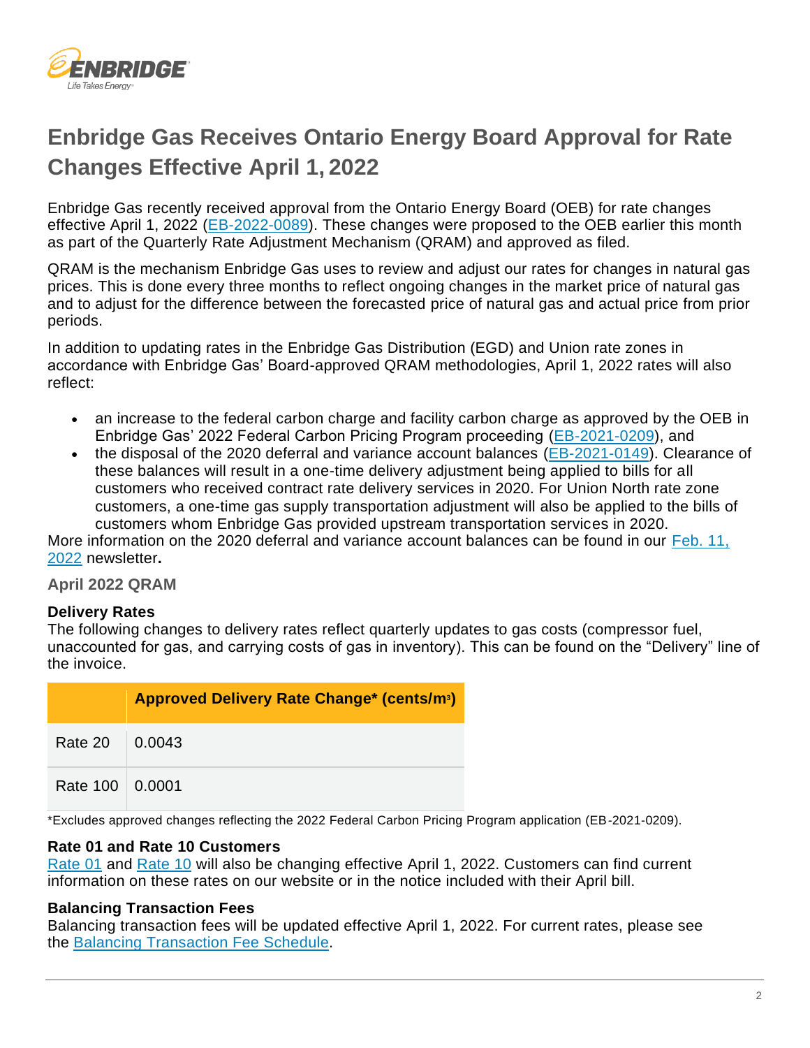# Enbridge Gas Receives Ontario Energy Board Approval for Rate Changes Effective April 1, 2022

Enbridge Gas recently received approval from the Ontario Energy Board (OEB) for rate changes effective April 1, 2022 (EB-2022-0089). These changes were proposed to the OEB earlier this month as part of the Quarterly Rate Adjustment Mechanism (QRAM) and approved as filed.

QRAM is the mechanism Enbridge Gas uses to review and adjust our rates for changes in natural gas prices. This is done every three months to reflect ongoing changes in the market price of natural gas and to adjust for the difference between the forecasted price of natural gas and actual price from prior periods.

In addition to updating rates in the Enbridge Gas Distribution (EGD) and Union rate zones in accordance with Enbridge Gas' Board-approved QRAM methodologies, April 1, 2022 rates will also reflect:

- an increase to the federal carbon charge and facility carbon charge as approved by the OEB in Enbridge Gas' 2022 Federal Carbon Pricing Program proceeding (EB-2021-0209), and
- the disposal of the 2020 deferral and variance account balances (EB-2021-0149). Clearance of these balances will result in a one-time delivery adjustment being applied to bills for all customers who received contract rate delivery services in 2020. For Union North rate zone customers, a one-time gas supply transportation adjustment will also be applied to the bills of customers whom Enbridge Gas provided upstream transportation services in 2020.

More information on the 2020 deferral and variance account balances can be found in our Feb. 11, 2022 newsletter**.**

## April 2022 QRAM

**Delivery Rates**
The following changes to delivery rates reflect quarterly updates to gas costs (compressor fuel, unaccounted for gas, and carrying costs of gas in inventory). This can be found on the "Delivery" line of the invoice.

| | Approved Delivery Rate Change* (cents/m³) |
|---|---|
| Rate 20 | 0.0043 |
| Rate 100 | 0.0001 |

*Excludes approved changes reflecting the 2022 Federal Carbon Pricing Program application (EB-2021-0209).

**Rate 01 and Rate 10 Customers**
Rate 01 and Rate 10 will also be changing effective April 1, 2022. Customers can find current information on these rates on our website or in the notice included with their April bill.

**Balancing Transaction Fees**
Balancing transaction fees will be updated effective April 1, 2022. For current rates, please see the Balancing Transaction Fee Schedule.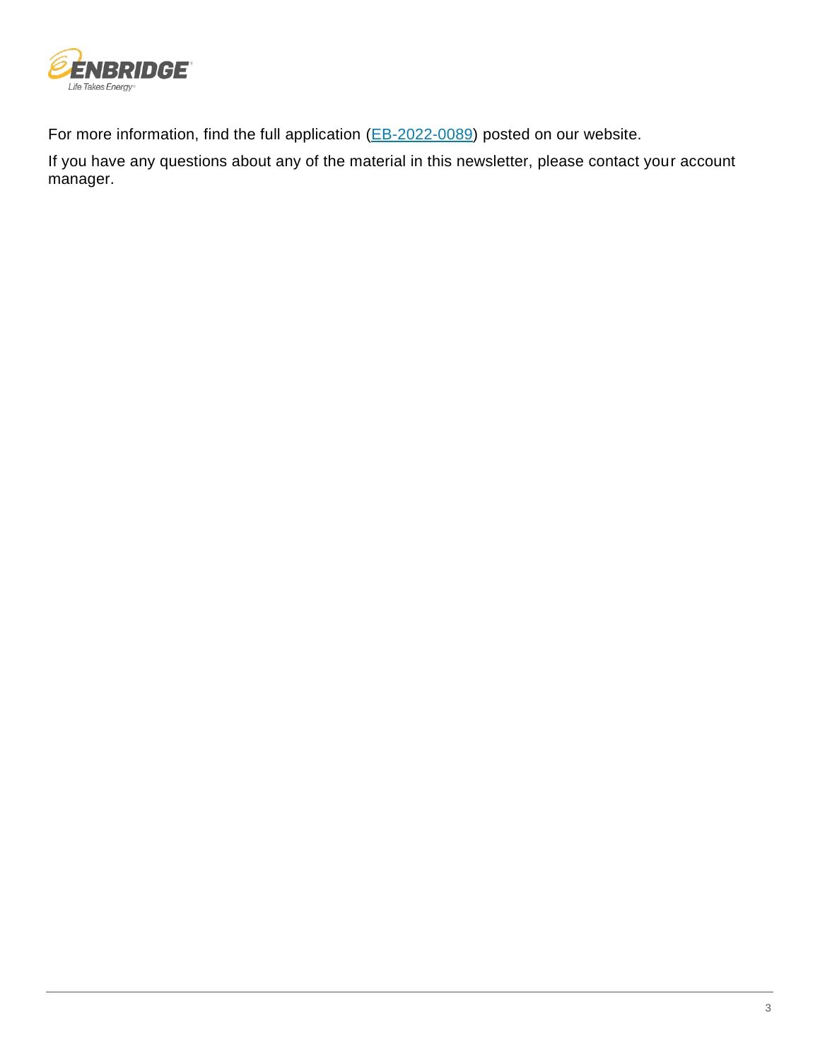For more information, find the full application (EB-2022-0089) posted on our website.

If you have any questions about any of the material in this newsletter, please contact your account manager.